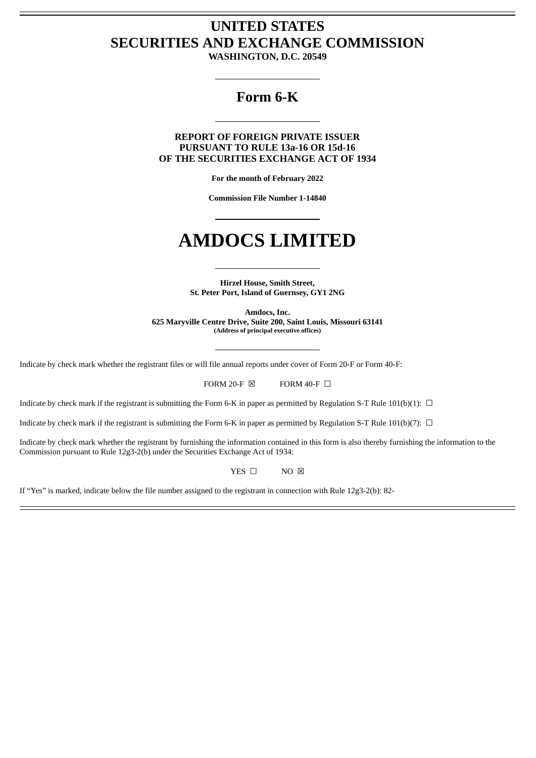# UNITED STATES
# SECURITIES AND EXCHANGE COMMISSION

**WASHINGTON, D.C. 20549**

---

## Form 6-K

---

**REPORT OF FOREIGN PRIVATE ISSUER**
**PURSUANT TO RULE 13a-16 OR 15d-16**
**OF THE SECURITIES EXCHANGE ACT OF 1934**

**For the month of February 2022**

**Commission File Number 1-14840**

---

# AMDOCS LIMITED

---

**Hirzel House, Smith Street,**
**St. Peter Port, Island of Guernsey, GY1 2NG**

**Amdocs, Inc.**
**625 Maryville Centre Drive, Suite 200, Saint Louis, Missouri 63141**
**(Address of principal executive offices)**

---

Indicate by check mark whether the registrant files or will file annual reports under cover of Form 20-F or Form 40-F:

FORM 20-F ☒ FORM 40-F ☐

Indicate by check mark if the registrant is submitting the Form 6-K in paper as permitted by Regulation S-T Rule 101(b)(1): ☐

Indicate by check mark if the registrant is submitting the Form 6-K in paper as permitted by Regulation S-T Rule 101(b)(7): ☐

Indicate by check mark whether the registrant by furnishing the information contained in this form is also thereby furnishing the information to the Commission pursuant to Rule 12g3-2(b) under the Securities Exchange Act of 1934:

YES ☐ NO ☒

If "Yes" is marked, indicate below the file number assigned to the registrant in connection with Rule 12g3-2(b): 82-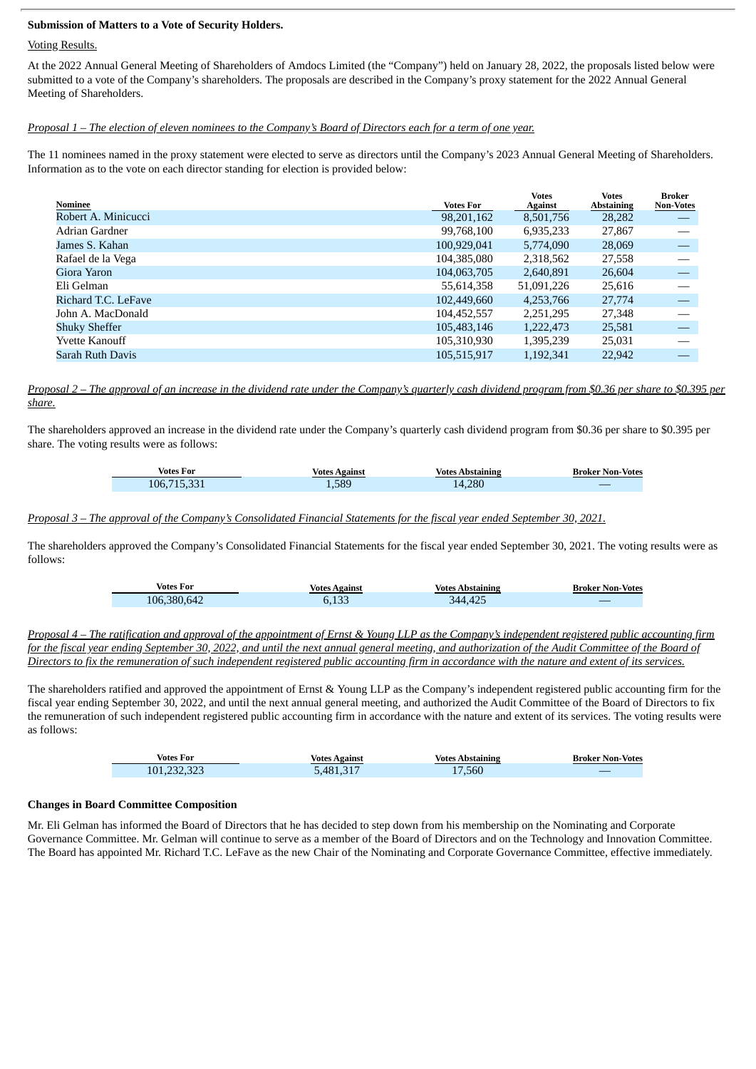**Submission of Matters to a Vote of Security Holders.**

Voting Results.

At the 2022 Annual General Meeting of Shareholders of Amdocs Limited (the "Company") held on January 28, 2022, the proposals listed below were submitted to a vote of the Company's shareholders. The proposals are described in the Company's proxy statement for the 2022 Annual General Meeting of Shareholders.

*Proposal 1 – The election of eleven nominees to the Company's Board of Directors each for a term of one year.*

The 11 nominees named in the proxy statement were elected to serve as directors until the Company's 2023 Annual General Meeting of Shareholders. Information as to the vote on each director standing for election is provided below:

| Nominee | Votes For | Votes Against | Votes Abstaining | Broker Non-Votes |
|---|---|---|---|---|
| Robert A. Minicucci | 98,201,162 | 8,501,756 | 28,282 | — |
| Adrian Gardner | 99,768,100 | 6,935,233 | 27,867 | — |
| James S. Kahan | 100,929,041 | 5,774,090 | 28,069 | — |
| Rafael de la Vega | 104,385,080 | 2,318,562 | 27,558 | — |
| Giora Yaron | 104,063,705 | 2,640,891 | 26,604 | — |
| Eli Gelman | 55,614,358 | 51,091,226 | 25,616 | — |
| Richard T.C. LeFave | 102,449,660 | 4,253,766 | 27,774 | — |
| John A. MacDonald | 104,452,557 | 2,251,295 | 27,348 | — |
| Shuky Sheffer | 105,483,146 | 1,222,473 | 25,581 | — |
| Yvette Kanouff | 105,310,930 | 1,395,239 | 25,031 | — |
| Sarah Ruth Davis | 105,515,917 | 1,192,341 | 22,942 | — |

*Proposal 2 – The approval of an increase in the dividend rate under the Company's quarterly cash dividend program from $0.36 per share to $0.395 per share.*

The shareholders approved an increase in the dividend rate under the Company's quarterly cash dividend program from $0.36 per share to $0.395 per share. The voting results were as follows:

| Votes For | Votes Against | Votes Abstaining | Broker Non-Votes |
|---|---|---|---|
| 106,715,331 | 1,589 | 14,280 | — |

*Proposal 3 – The approval of the Company's Consolidated Financial Statements for the fiscal year ended September 30, 2021.*

The shareholders approved the Company's Consolidated Financial Statements for the fiscal year ended September 30, 2021. The voting results were as follows:

| Votes For | Votes Against | Votes Abstaining | Broker Non-Votes |
|---|---|---|---|
| 106,380,642 | 6,133 | 344,425 | — |

*Proposal 4 – The ratification and approval of the appointment of Ernst & Young LLP as the Company's independent registered public accounting firm for the fiscal year ending September 30, 2022, and until the next annual general meeting, and authorization of the Audit Committee of the Board of Directors to fix the remuneration of such independent registered public accounting firm in accordance with the nature and extent of its services.*

The shareholders ratified and approved the appointment of Ernst & Young LLP as the Company's independent registered public accounting firm for the fiscal year ending September 30, 2022, and until the next annual general meeting, and authorized the Audit Committee of the Board of Directors to fix the remuneration of such independent registered public accounting firm in accordance with the nature and extent of its services. The voting results were as follows:

| Votes For | Votes Against | Votes Abstaining | Broker Non-Votes |
|---|---|---|---|
| 101,232,323 | 5,481,317 | 17,560 | — |

**Changes in Board Committee Composition**

Mr. Eli Gelman has informed the Board of Directors that he has decided to step down from his membership on the Nominating and Corporate Governance Committee. Mr. Gelman will continue to serve as a member of the Board of Directors and on the Technology and Innovation Committee. The Board has appointed Mr. Richard T.C. LeFave as the new Chair of the Nominating and Corporate Governance Committee, effective immediately.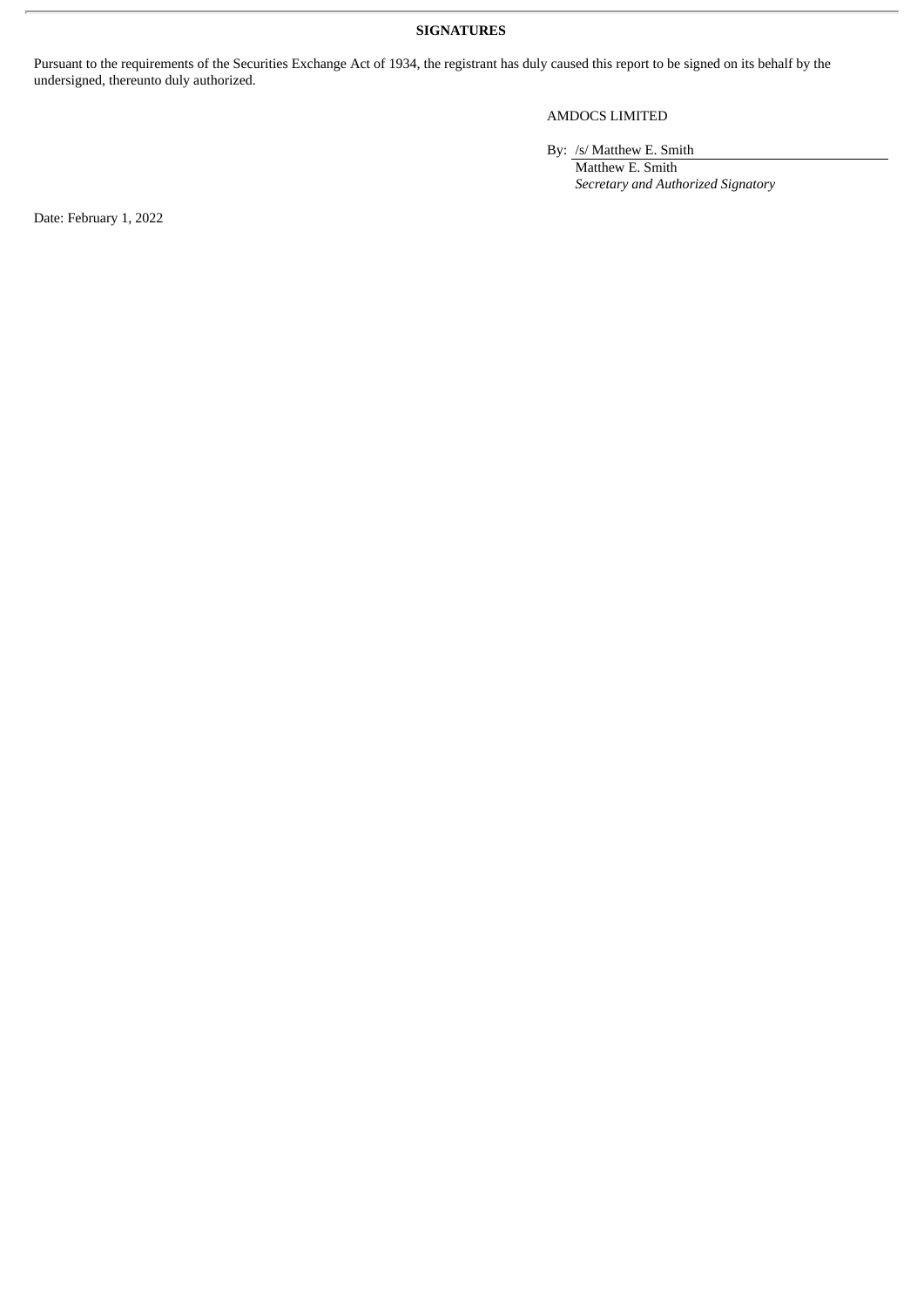**SIGNATURES**

Pursuant to the requirements of the Securities Exchange Act of 1934, the registrant has duly caused this report to be signed on its behalf by the undersigned, thereunto duly authorized.

AMDOCS LIMITED

By: /s/ Matthew E. Smith

Matthew E. Smith

*Secretary and Authorized Signatory*

Date: February 1, 2022